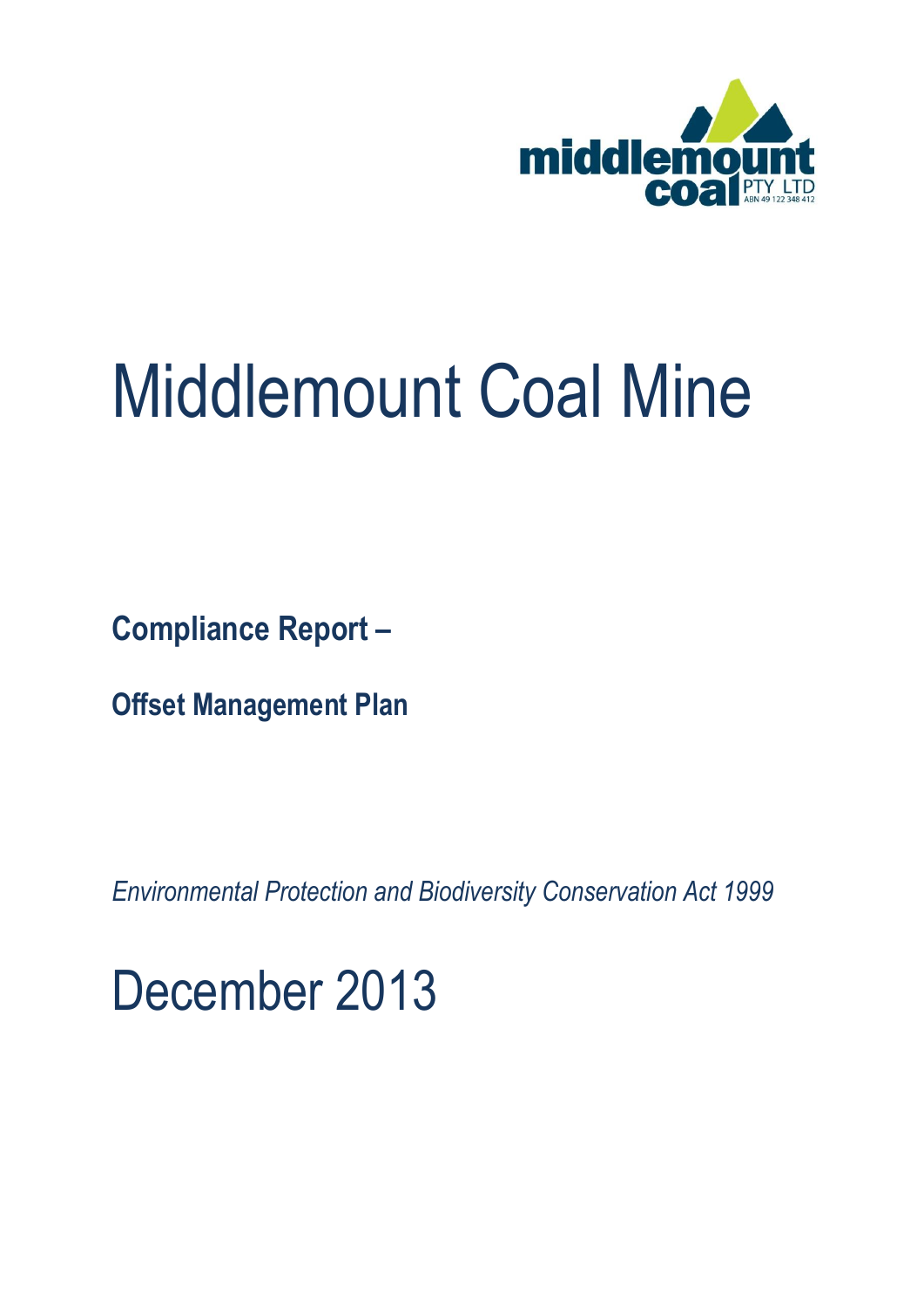middlemount coal PTY LTD ABN 49 122 348 412

# Middlemount Coal Mine

**Compliance Report –**

**Offset Management Plan**

*Environmental Protection and Biodiversity Conservation Act 1999*

## December 2013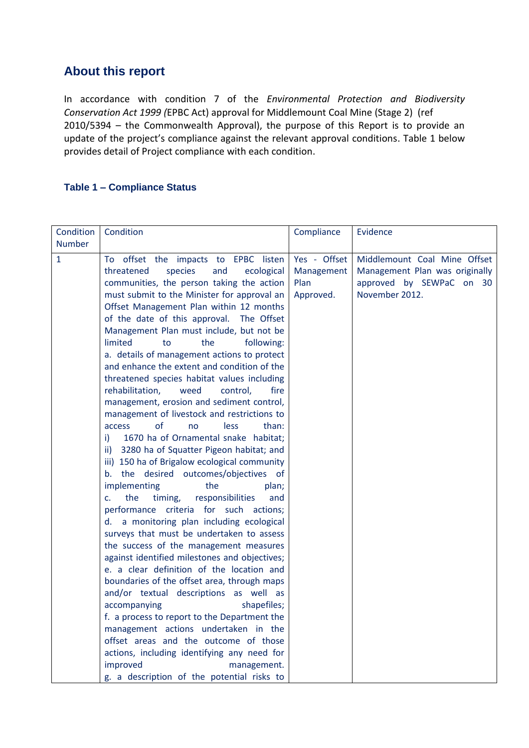## About this report

In accordance with condition 7 of the *Environmental Protection and Biodiversity Conservation Act 1999 (*EPBC Act) approval for Middlemount Coal Mine (Stage 2) (ref 2010/5394 – the Commonwealth Approval), the purpose of this Report is to provide an update of the project's compliance against the relevant approval conditions. Table 1 below provides detail of Project compliance with each condition.

### Table 1 – Compliance Status

| Condition Number | Condition | Compliance | Evidence |
|---|---|---|---|
| 1 | To offset the impacts to EPBC listen threatened species and ecological communities, the person taking the action must submit to the Minister for approval an Offset Management Plan within 12 months of the date of this approval. The Offset Management Plan must include, but not be limited to the following:<br>a. details of management actions to protect and enhance the extent and condition of the threatened species habitat values including rehabilitation, weed control, fire management, erosion and sediment control, management of livestock and restrictions to access of no less than:<br>i) 1670 ha of Ornamental snake habitat;<br>ii) 3280 ha of Squatter Pigeon habitat; and<br>iii) 150 ha of Brigalow ecological community<br>b. the desired outcomes/objectives of implementing the plan;<br>c. the timing, responsibilities and performance criteria for such actions;<br>d. a monitoring plan including ecological surveys that must be undertaken to assess the success of the management measures against identified milestones and objectives;<br>e. a clear definition of the location and boundaries of the offset area, through maps and/or textual descriptions as well as accompanying shapefiles;<br>f. a process to report to the Department the management actions undertaken in the offset areas and the outcome of those actions, including identifying any need for improved management.<br>g. a description of the potential risks to | Yes - Offset Management Plan Approved. | Middlemount Coal Mine Offset Management Plan was originally approved by SEWPaC on 30 November 2012. |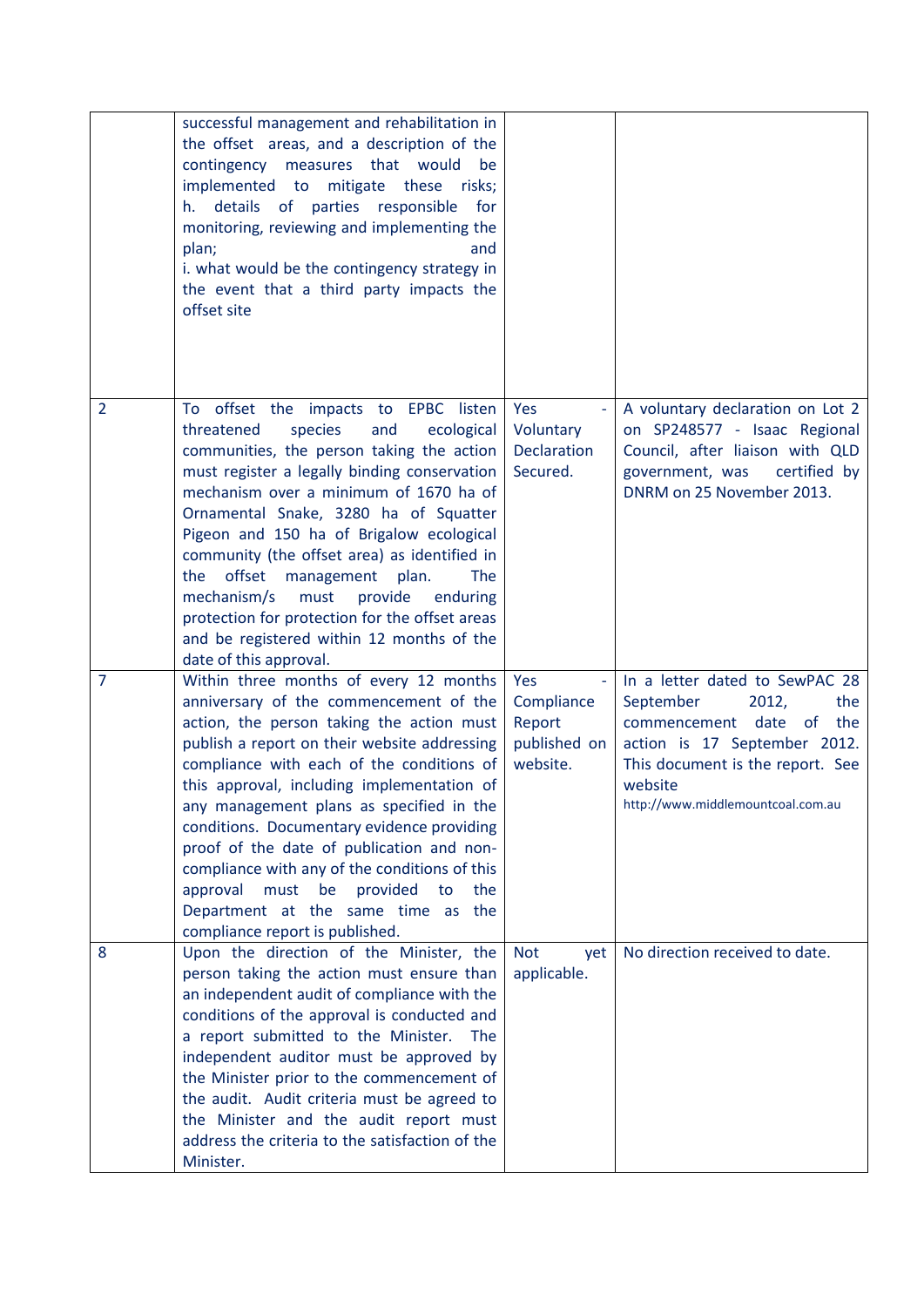| | | | |
|---|---|---|---|
| | successful management and rehabilitation in the offset areas, and a description of the contingency measures that would be implemented to mitigate these risks;<br>h. details of parties responsible for monitoring, reviewing and implementing the plan; and<br>i. what would be the contingency strategy in the event that a third party impacts the offset site | | |
| 2 | To offset the impacts to EPBC listen threatened species and ecological communities, the person taking the action must register a legally binding conservation mechanism over a minimum of 1670 ha of Ornamental Snake, 3280 ha of Squatter Pigeon and 150 ha of Brigalow ecological community (the offset area) as identified in the offset management plan. The mechanism/s must provide enduring protection for protection for the offset areas and be registered within 12 months of the date of this approval. | Yes - Voluntary Declaration Secured. | A voluntary declaration on Lot 2 on SP248577 - Isaac Regional Council, after liaison with QLD government, was certified by DNRM on 25 November 2013. |
| 7 | Within three months of every 12 months anniversary of the commencement of the action, the person taking the action must publish a report on their website addressing compliance with each of the conditions of this approval, including implementation of any management plans as specified in the conditions. Documentary evidence providing proof of the date of publication and non-compliance with any of the conditions of this approval must be provided to the Department at the same time as the compliance report is published. | Yes - Compliance Report published on website. | In a letter dated to SewPAC 28 September 2012, the commencement date of the action is 17 September 2012. This document is the report. See website http://www.middlemountcoal.com.au |
| 8 | Upon the direction of the Minister, the person taking the action must ensure than an independent audit of compliance with the conditions of the approval is conducted and a report submitted to the Minister. The independent auditor must be approved by the Minister prior to the commencement of the audit. Audit criteria must be agreed to the Minister and the audit report must address the criteria to the satisfaction of the Minister. | Not yet applicable. | No direction received to date. |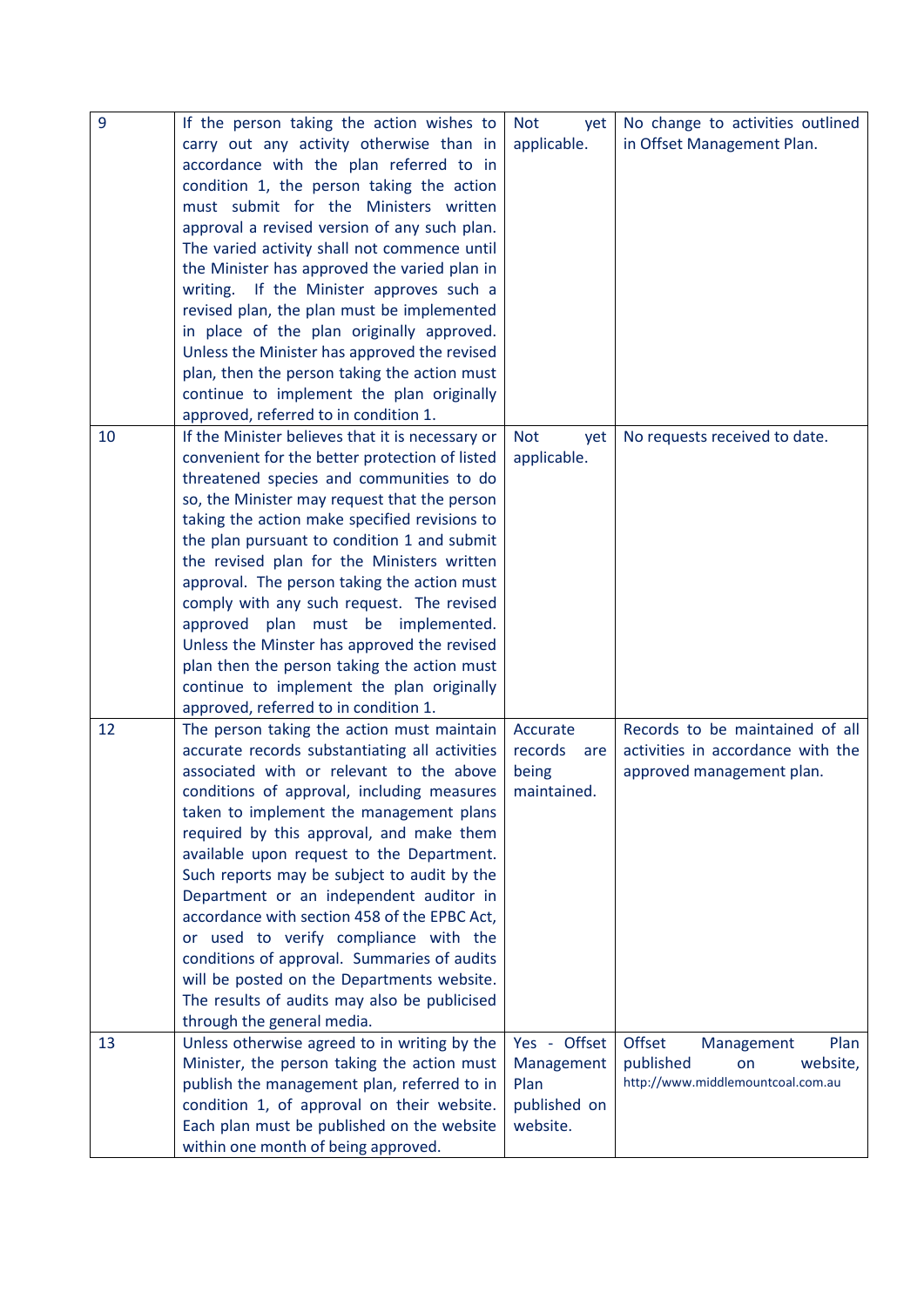| | | | |
|---|---|---|---|
| 9 | If the person taking the action wishes to carry out any activity otherwise than in accordance with the plan referred to in condition 1, the person taking the action must submit for the Ministers written approval a revised version of any such plan. The varied activity shall not commence until the Minister has approved the varied plan in writing. If the Minister approves such a revised plan, the plan must be implemented in place of the plan originally approved. Unless the Minister has approved the revised plan, then the person taking the action must continue to implement the plan originally approved, referred to in condition 1. | Not yet applicable. | No change to activities outlined in Offset Management Plan. |
| 10 | If the Minister believes that it is necessary or convenient for the better protection of listed threatened species and communities to do so, the Minister may request that the person taking the action make specified revisions to the plan pursuant to condition 1 and submit the revised plan for the Ministers written approval. The person taking the action must comply with any such request. The revised approved plan must be implemented. Unless the Minster has approved the revised plan then the person taking the action must continue to implement the plan originally approved, referred to in condition 1. | Not yet applicable. | No requests received to date. |
| 12 | The person taking the action must maintain accurate records substantiating all activities associated with or relevant to the above conditions of approval, including measures taken to implement the management plans required by this approval, and make them available upon request to the Department. Such reports may be subject to audit by the Department or an independent auditor in accordance with section 458 of the EPBC Act, or used to verify compliance with the conditions of approval. Summaries of audits will be posted on the Departments website. The results of audits may also be publicised through the general media. | Accurate records are being maintained. | Records to be maintained of all activities in accordance with the approved management plan. |
| 13 | Unless otherwise agreed to in writing by the Minister, the person taking the action must publish the management plan, referred to in condition 1, of approval on their website. Each plan must be published on the website within one month of being approved. | Yes - Offset Management Plan published on website. | Offset Management Plan published on website, http://www.middlemountcoal.com.au |